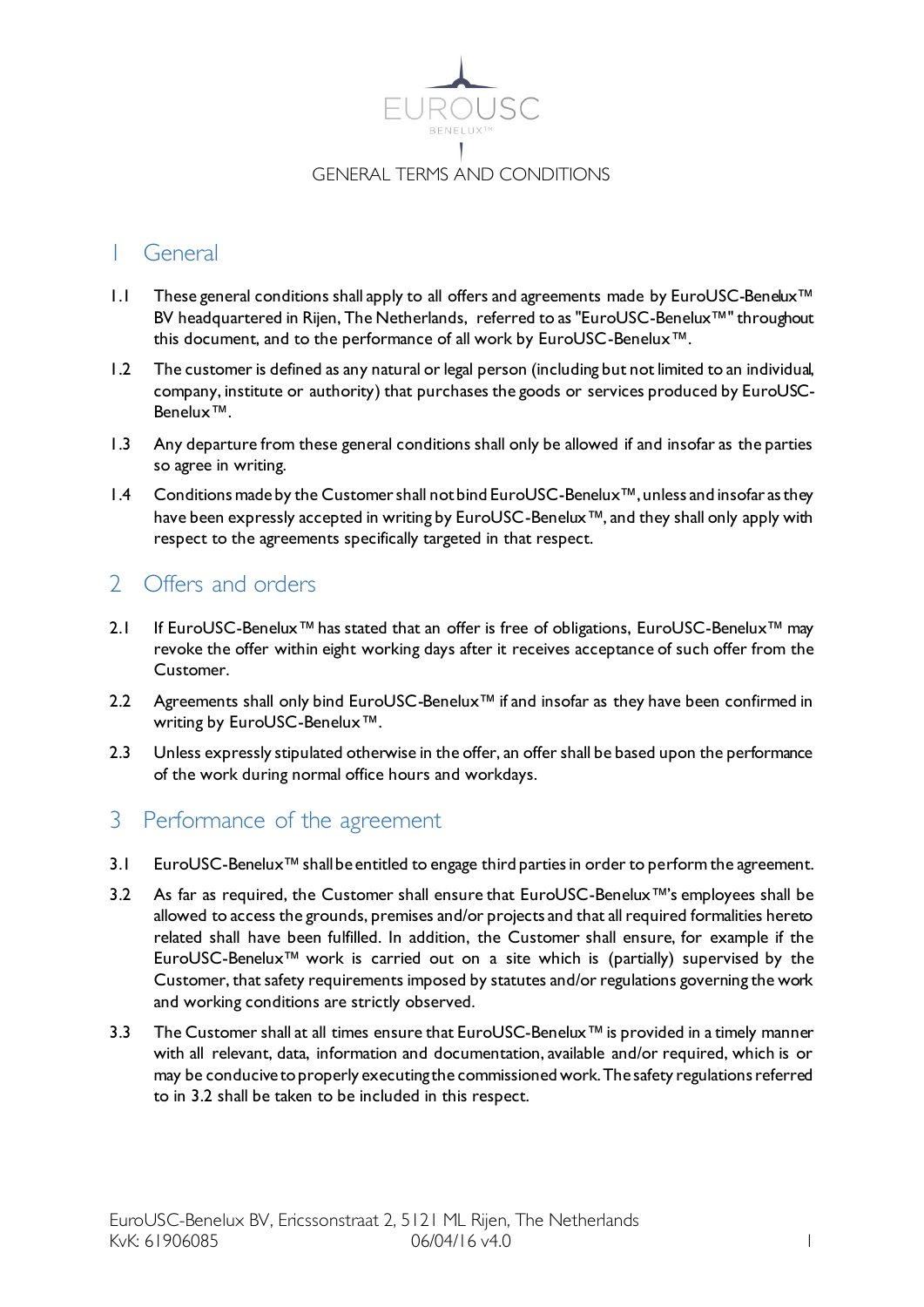# GENERAL TERMS AND CONDITIONS

## 1 General

1.1 These general conditions shall apply to all offers and agreements made by EuroUSC-Benelux™ BV headquartered in Rijen, The Netherlands, referred to as "EuroUSC-Benelux™" throughout this document, and to the performance of all work by EuroUSC-Benelux™.

1.2 The customer is defined as any natural or legal person (including but not limited to an individual, company, institute or authority) that purchases the goods or services produced by EuroUSC-Benelux™.

1.3 Any departure from these general conditions shall only be allowed if and insofar as the parties so agree in writing.

1.4 Conditions made by the Customer shall not bind EuroUSC-Benelux™, unless and insofar as they have been expressly accepted in writing by EuroUSC-Benelux™, and they shall only apply with respect to the agreements specifically targeted in that respect.

## 2 Offers and orders

2.1 If EuroUSC-Benelux™ has stated that an offer is free of obligations, EuroUSC-Benelux™ may revoke the offer within eight working days after it receives acceptance of such offer from the Customer.

2.2 Agreements shall only bind EuroUSC-Benelux™ if and insofar as they have been confirmed in writing by EuroUSC-Benelux™.

2.3 Unless expressly stipulated otherwise in the offer, an offer shall be based upon the performance of the work during normal office hours and workdays.

## 3 Performance of the agreement

3.1 EuroUSC-Benelux™ shall be entitled to engage third parties in order to perform the agreement.

3.2 As far as required, the Customer shall ensure that EuroUSC-Benelux™'s employees shall be allowed to access the grounds, premises and/or projects and that all required formalities hereto related shall have been fulfilled. In addition, the Customer shall ensure, for example if the EuroUSC-Benelux™ work is carried out on a site which is (partially) supervised by the Customer, that safety requirements imposed by statutes and/or regulations governing the work and working conditions are strictly observed.

3.3 The Customer shall at all times ensure that EuroUSC-Benelux™ is provided in a timely manner with all relevant, data, information and documentation, available and/or required, which is or may be conducive to properly executing the commissioned work. The safety regulations referred to in 3.2 shall be taken to be included in this respect.

EuroUSC-Benelux BV, Ericssonstraat 2, 5121 ML Rijen, The Netherlands
KvK: 61906085 06/04/16 v4.0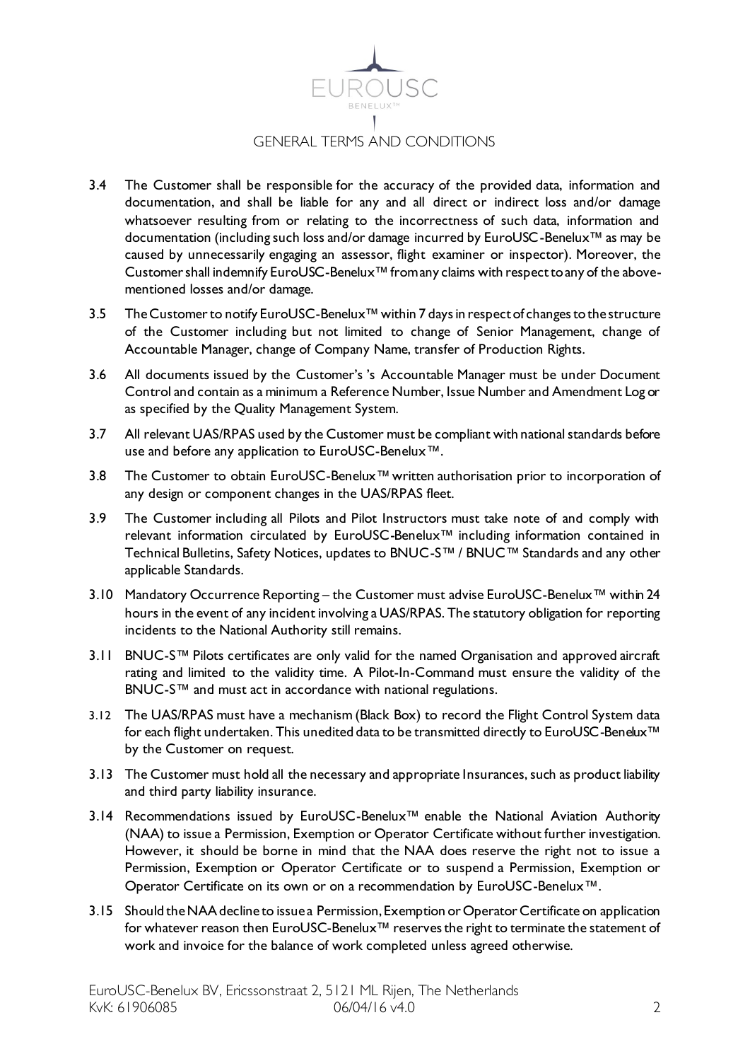3.4 The Customer shall be responsible for the accuracy of the provided data, information and documentation, and shall be liable for any and all direct or indirect loss and/or damage whatsoever resulting from or relating to the incorrectness of such data, information and documentation (including such loss and/or damage incurred by EuroUSC-Benelux™ as may be caused by unnecessarily engaging an assessor, flight examiner or inspector). Moreover, the Customer shall indemnify EuroUSC-Benelux™ from any claims with respect to any of the above-mentioned losses and/or damage.

3.5 The Customer to notify EuroUSC-Benelux™ within 7 days in respect of changes to the structure of the Customer including but not limited to change of Senior Management, change of Accountable Manager, change of Company Name, transfer of Production Rights.

3.6 All documents issued by the Customer's 's Accountable Manager must be under Document Control and contain as a minimum a Reference Number, Issue Number and Amendment Log or as specified by the Quality Management System.

3.7 All relevant UAS/RPAS used by the Customer must be compliant with national standards before use and before any application to EuroUSC-Benelux™.

3.8 The Customer to obtain EuroUSC-Benelux™ written authorisation prior to incorporation of any design or component changes in the UAS/RPAS fleet.

3.9 The Customer including all Pilots and Pilot Instructors must take note of and comply with relevant information circulated by EuroUSC-Benelux™ including information contained in Technical Bulletins, Safety Notices, updates to BNUC-S™ / BNUC™ Standards and any other applicable Standards.

3.10 Mandatory Occurrence Reporting – the Customer must advise EuroUSC-Benelux™ within 24 hours in the event of any incident involving a UAS/RPAS. The statutory obligation for reporting incidents to the National Authority still remains.

3.11 BNUC-S™ Pilots certificates are only valid for the named Organisation and approved aircraft rating and limited to the validity time. A Pilot-In-Command must ensure the validity of the BNUC-S™ and must act in accordance with national regulations.

3.12 The UAS/RPAS must have a mechanism (Black Box) to record the Flight Control System data for each flight undertaken. This unedited data to be transmitted directly to EuroUSC-Benelux™ by the Customer on request.

3.13 The Customer must hold all the necessary and appropriate Insurances, such as product liability and third party liability insurance.

3.14 Recommendations issued by EuroUSC-Benelux™ enable the National Aviation Authority (NAA) to issue a Permission, Exemption or Operator Certificate without further investigation. However, it should be borne in mind that the NAA does reserve the right not to issue a Permission, Exemption or Operator Certificate or to suspend a Permission, Exemption or Operator Certificate on its own or on a recommendation by EuroUSC-Benelux™.

3.15 Should the NAA decline to issue a Permission, Exemption or Operator Certificate on application for whatever reason then EuroUSC-Benelux™ reserves the right to terminate the statement of work and invoice for the balance of work completed unless agreed otherwise.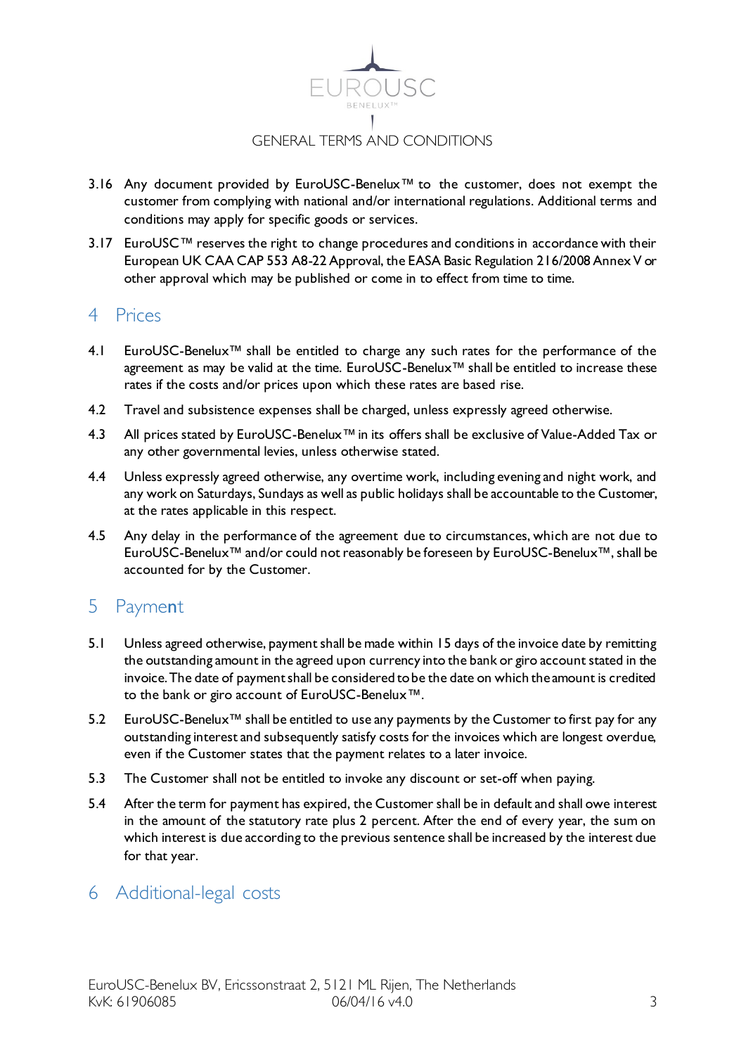3.16 Any document provided by EuroUSC-Benelux™ to the customer, does not exempt the customer from complying with national and/or international regulations. Additional terms and conditions may apply for specific goods or services.

3.17 EuroUSC™ reserves the right to change procedures and conditions in accordance with their European UK CAA CAP 553 A8-22 Approval, the EASA Basic Regulation 216/2008 Annex V or other approval which may be published or come in to effect from time to time.

## 4 Prices

4.1 EuroUSC-Benelux™ shall be entitled to charge any such rates for the performance of the agreement as may be valid at the time. EuroUSC-Benelux™ shall be entitled to increase these rates if the costs and/or prices upon which these rates are based rise.

4.2 Travel and subsistence expenses shall be charged, unless expressly agreed otherwise.

4.3 All prices stated by EuroUSC-Benelux™ in its offers shall be exclusive of Value-Added Tax or any other governmental levies, unless otherwise stated.

4.4 Unless expressly agreed otherwise, any overtime work, including evening and night work, and any work on Saturdays, Sundays as well as public holidays shall be accountable to the Customer, at the rates applicable in this respect.

4.5 Any delay in the performance of the agreement due to circumstances, which are not due to EuroUSC-Benelux™ and/or could not reasonably be foreseen by EuroUSC-Benelux™, shall be accounted for by the Customer.

## 5 Payment

5.1 Unless agreed otherwise, payment shall be made within 15 days of the invoice date by remitting the outstanding amount in the agreed upon currency into the bank or giro account stated in the invoice. The date of payment shall be considered to be the date on which the amount is credited to the bank or giro account of EuroUSC-Benelux™.

5.2 EuroUSC-Benelux™ shall be entitled to use any payments by the Customer to first pay for any outstanding interest and subsequently satisfy costs for the invoices which are longest overdue, even if the Customer states that the payment relates to a later invoice.

5.3 The Customer shall not be entitled to invoke any discount or set-off when paying.

5.4 After the term for payment has expired, the Customer shall be in default and shall owe interest in the amount of the statutory rate plus 2 percent. After the end of every year, the sum on which interest is due according to the previous sentence shall be increased by the interest due for that year.

## 6 Additional-legal costs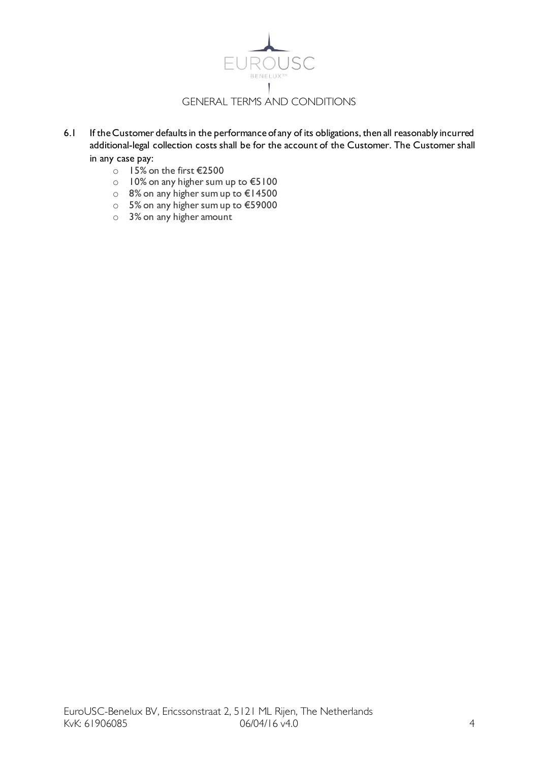6.1 If the Customer defaults in the performance of any of its obligations, then all reasonably incurred additional-legal collection costs shall be for the account of the Customer. The Customer shall in any case pay:

- 15% on the first €2500
- 10% on any higher sum up to €5100
- 8% on any higher sum up to €14500
- 5% on any higher sum up to €59000
- 3% on any higher amount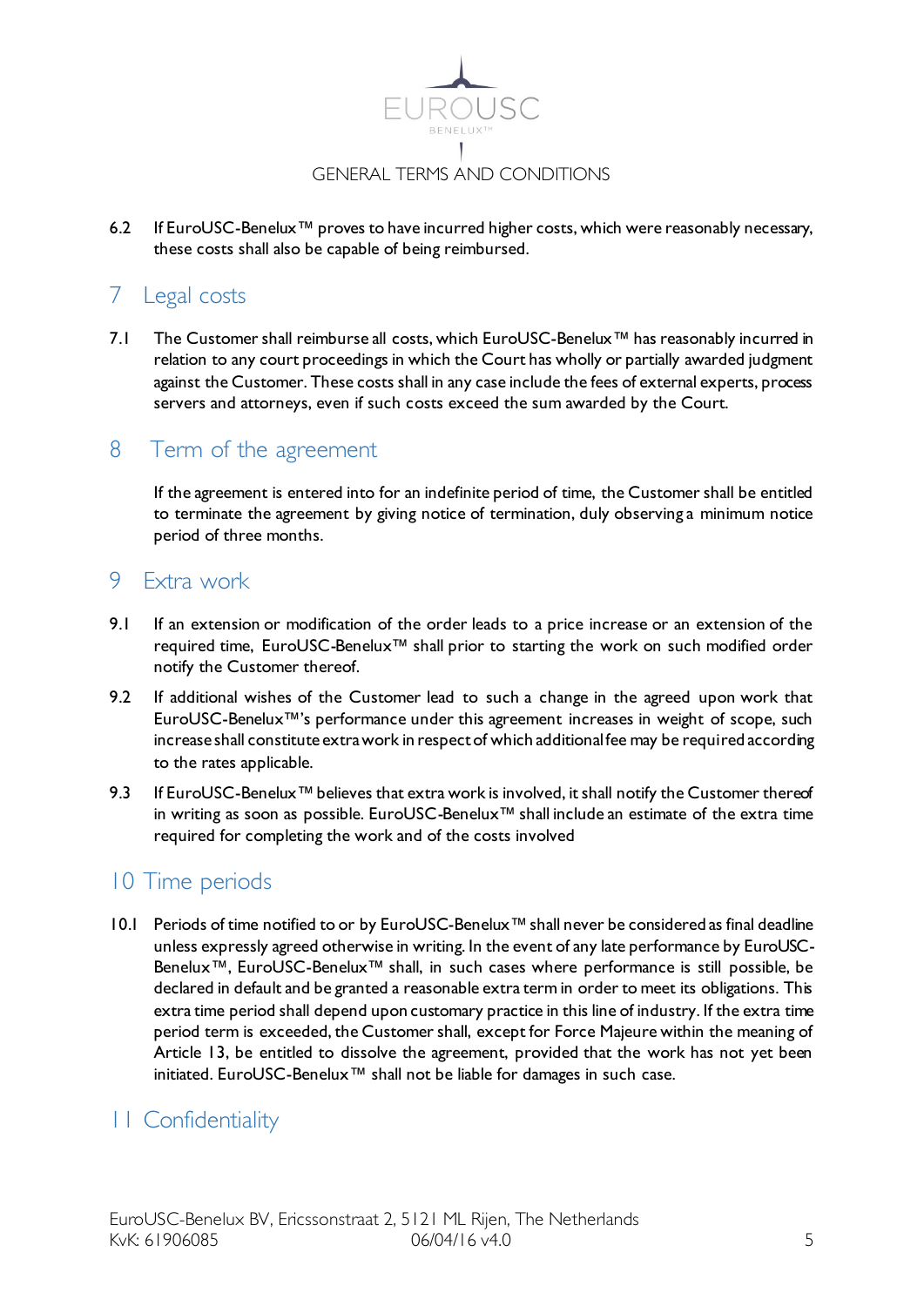6.2 If EuroUSC-Benelux™ proves to have incurred higher costs, which were reasonably necessary, these costs shall also be capable of being reimbursed.

## 7 Legal costs

7.1 The Customer shall reimburse all costs, which EuroUSC-Benelux™ has reasonably incurred in relation to any court proceedings in which the Court has wholly or partially awarded judgment against the Customer. These costs shall in any case include the fees of external experts, process servers and attorneys, even if such costs exceed the sum awarded by the Court.

## 8 Term of the agreement

If the agreement is entered into for an indefinite period of time, the Customer shall be entitled to terminate the agreement by giving notice of termination, duly observing a minimum notice period of three months.

## 9 Extra work

9.1 If an extension or modification of the order leads to a price increase or an extension of the required time, EuroUSC-Benelux™ shall prior to starting the work on such modified order notify the Customer thereof.

9.2 If additional wishes of the Customer lead to such a change in the agreed upon work that EuroUSC-Benelux™'s performance under this agreement increases in weight of scope, such increase shall constitute extra work in respect of which additional fee may be required according to the rates applicable.

9.3 If EuroUSC-Benelux™ believes that extra work is involved, it shall notify the Customer thereof in writing as soon as possible. EuroUSC-Benelux™ shall include an estimate of the extra time required for completing the work and of the costs involved

## 10 Time periods

10.1 Periods of time notified to or by EuroUSC-Benelux™ shall never be considered as final deadline unless expressly agreed otherwise in writing. In the event of any late performance by EuroUSC-Benelux™, EuroUSC-Benelux™ shall, in such cases where performance is still possible, be declared in default and be granted a reasonable extra term in order to meet its obligations. This extra time period shall depend upon customary practice in this line of industry. If the extra time period term is exceeded, the Customer shall, except for Force Majeure within the meaning of Article 13, be entitled to dissolve the agreement, provided that the work has not yet been initiated. EuroUSC-Benelux™ shall not be liable for damages in such case.

## 11 Confidentiality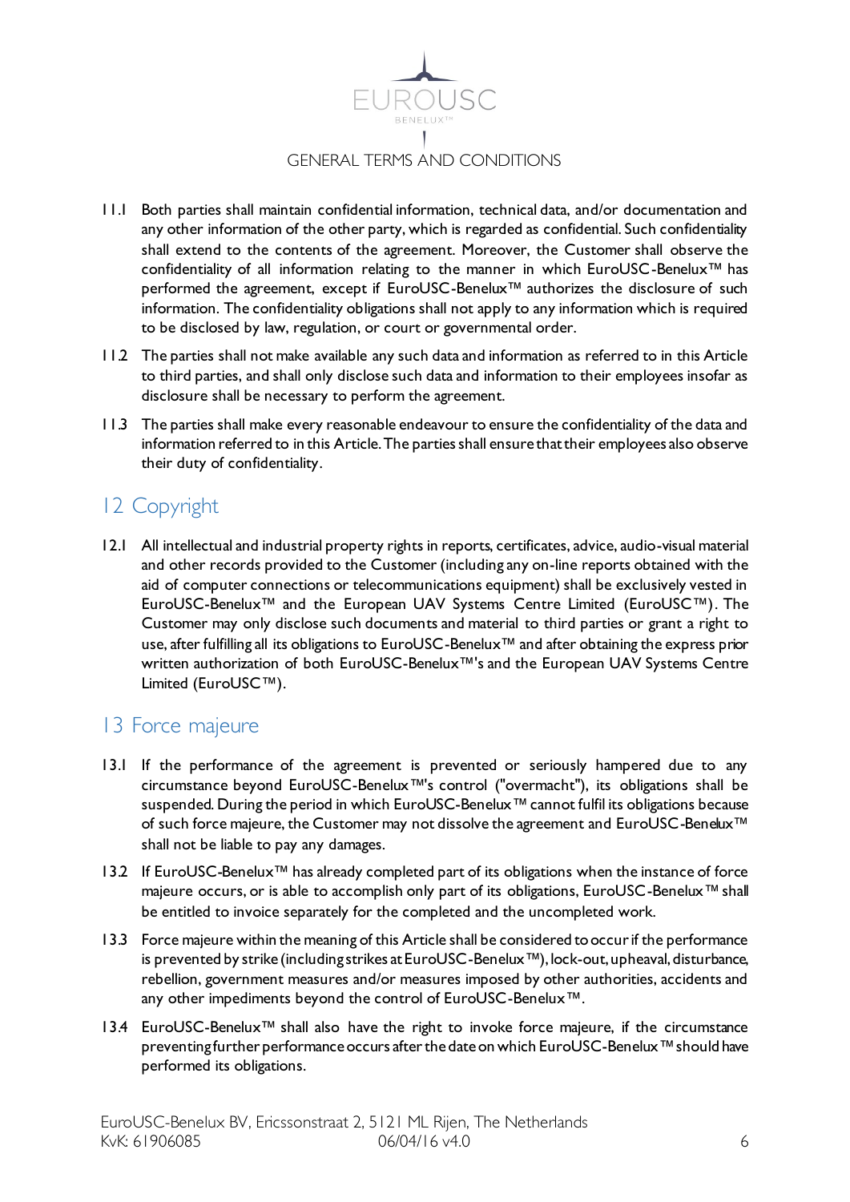11.1 Both parties shall maintain confidential information, technical data, and/or documentation and any other information of the other party, which is regarded as confidential. Such confidentiality shall extend to the contents of the agreement. Moreover, the Customer shall observe the confidentiality of all information relating to the manner in which EuroUSC-Benelux™ has performed the agreement, except if EuroUSC-Benelux™ authorizes the disclosure of such information. The confidentiality obligations shall not apply to any information which is required to be disclosed by law, regulation, or court or governmental order.

11.2 The parties shall not make available any such data and information as referred to in this Article to third parties, and shall only disclose such data and information to their employees insofar as disclosure shall be necessary to perform the agreement.

11.3 The parties shall make every reasonable endeavour to ensure the confidentiality of the data and information referred to in this Article. The parties shall ensure that their employees also observe their duty of confidentiality.

## 12 Copyright

12.1 All intellectual and industrial property rights in reports, certificates, advice, audio-visual material and other records provided to the Customer (including any on-line reports obtained with the aid of computer connections or telecommunications equipment) shall be exclusively vested in EuroUSC-Benelux™ and the European UAV Systems Centre Limited (EuroUSC™). The Customer may only disclose such documents and material to third parties or grant a right to use, after fulfilling all its obligations to EuroUSC-Benelux™ and after obtaining the express prior written authorization of both EuroUSC-Benelux™'s and the European UAV Systems Centre Limited (EuroUSC™).

## 13 Force majeure

13.1 If the performance of the agreement is prevented or seriously hampered due to any circumstance beyond EuroUSC-Benelux™'s control ("overmacht"), its obligations shall be suspended. During the period in which EuroUSC-Benelux™ cannot fulfil its obligations because of such force majeure, the Customer may not dissolve the agreement and EuroUSC-Benelux™ shall not be liable to pay any damages.

13.2 If EuroUSC-Benelux™ has already completed part of its obligations when the instance of force majeure occurs, or is able to accomplish only part of its obligations, EuroUSC-Benelux™ shall be entitled to invoice separately for the completed and the uncompleted work.

13.3 Force majeure within the meaning of this Article shall be considered to occur if the performance is prevented by strike (including strikes at EuroUSC-Benelux™), lock-out, upheaval, disturbance, rebellion, government measures and/or measures imposed by other authorities, accidents and any other impediments beyond the control of EuroUSC-Benelux™.

13.4 EuroUSC-Benelux™ shall also have the right to invoke force majeure, if the circumstance preventing further performance occurs after the date on which EuroUSC-Benelux™ should have performed its obligations.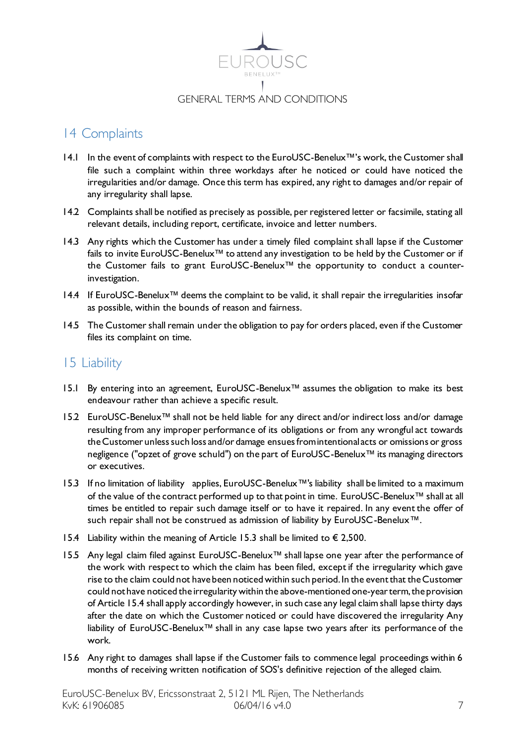## 14 Complaints

14.1 In the event of complaints with respect to the EuroUSC-Benelux™'s work, the Customer shall file such a complaint within three workdays after he noticed or could have noticed the irregularities and/or damage. Once this term has expired, any right to damages and/or repair of any irregularity shall lapse.

14.2 Complaints shall be notified as precisely as possible, per registered letter or facsimile, stating all relevant details, including report, certificate, invoice and letter numbers.

14.3 Any rights which the Customer has under a timely filed complaint shall lapse if the Customer fails to invite EuroUSC-Benelux™ to attend any investigation to be held by the Customer or if the Customer fails to grant EuroUSC-Benelux™ the opportunity to conduct a counter-investigation.

14.4 If EuroUSC-Benelux™ deems the complaint to be valid, it shall repair the irregularities insofar as possible, within the bounds of reason and fairness.

14.5 The Customer shall remain under the obligation to pay for orders placed, even if the Customer files its complaint on time.

## 15 Liability

15.1 By entering into an agreement, EuroUSC-Benelux™ assumes the obligation to make its best endeavour rather than achieve a specific result.

15.2 EuroUSC-Benelux™ shall not be held liable for any direct and/or indirect loss and/or damage resulting from any improper performance of its obligations or from any wrongful act towards the Customer unless such loss and/or damage ensues from intentional acts or omissions or gross negligence ("opzet of grove schuld") on the part of EuroUSC-Benelux™ its managing directors or executives.

15.3 If no limitation of liability applies, EuroUSC-Benelux™'s liability shall be limited to a maximum of the value of the contract performed up to that point in time. EuroUSC-Benelux™ shall at all times be entitled to repair such damage itself or to have it repaired. In any event the offer of such repair shall not be construed as admission of liability by EuroUSC-Benelux™.

15.4 Liability within the meaning of Article 15.3 shall be limited to € 2,500.

15.5 Any legal claim filed against EuroUSC-Benelux™ shall lapse one year after the performance of the work with respect to which the claim has been filed, except if the irregularity which gave rise to the claim could not have been noticed within such period. In the event that the Customer could not have noticed the irregularity within the above-mentioned one-year term, the provision of Article 15.4 shall apply accordingly however, in such case any legal claim shall lapse thirty days after the date on which the Customer noticed or could have discovered the irregularity Any liability of EuroUSC-Benelux™ shall in any case lapse two years after its performance of the work.

15.6 Any right to damages shall lapse if the Customer fails to commence legal proceedings within 6 months of receiving written notification of SOS's definitive rejection of the alleged claim.

EuroUSC-Benelux BV, Ericssonstraat 2, 5121 ML Rijen, The Netherlands
KvK: 61906085 06/04/16 v4.0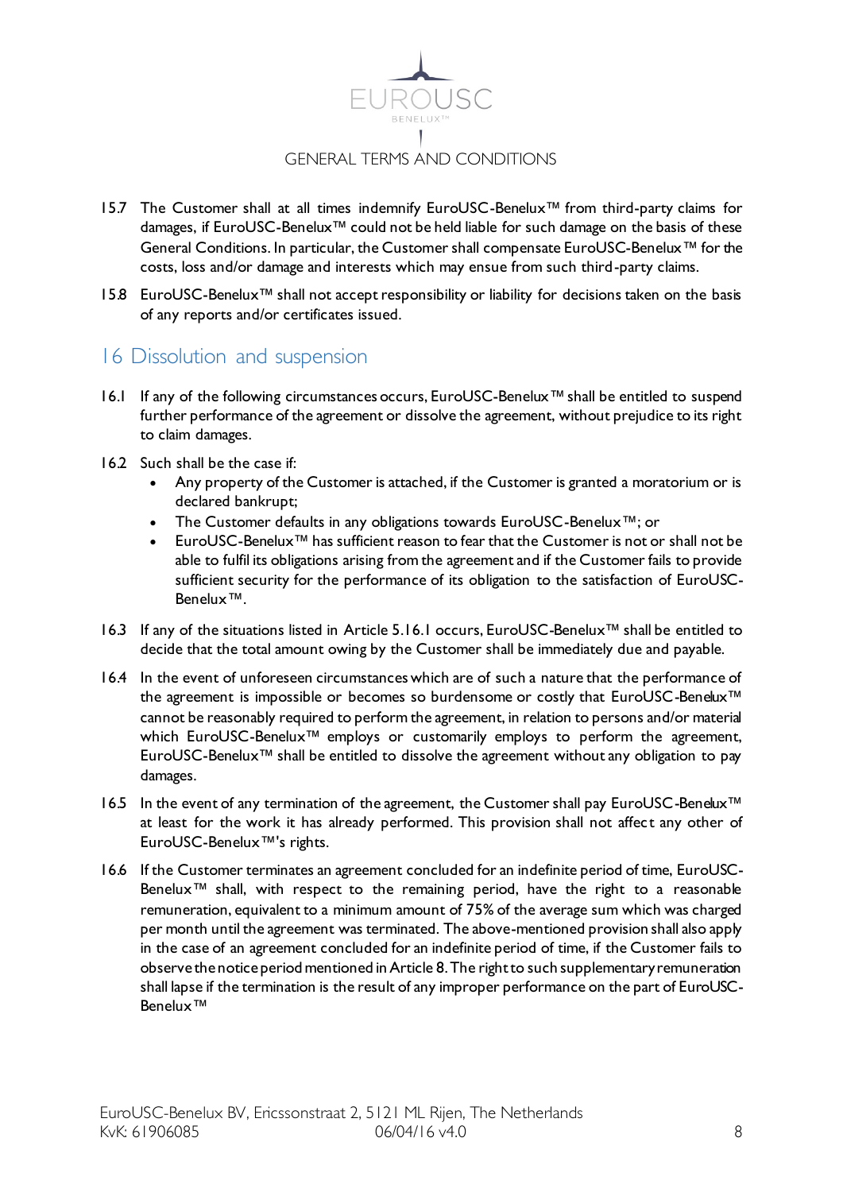15.7 The Customer shall at all times indemnify EuroUSC-Benelux™ from third-party claims for damages, if EuroUSC-Benelux™ could not be held liable for such damage on the basis of these General Conditions. In particular, the Customer shall compensate EuroUSC-Benelux™ for the costs, loss and/or damage and interests which may ensue from such third-party claims.

15.8 EuroUSC-Benelux™ shall not accept responsibility or liability for decisions taken on the basis of any reports and/or certificates issued.

## 16 Dissolution and suspension

16.1 If any of the following circumstances occurs, EuroUSC-Benelux™ shall be entitled to suspend further performance of the agreement or dissolve the agreement, without prejudice to its right to claim damages.

16.2 Such shall be the case if:

- Any property of the Customer is attached, if the Customer is granted a moratorium or is declared bankrupt;
- The Customer defaults in any obligations towards EuroUSC-Benelux™; or
- EuroUSC-Benelux™ has sufficient reason to fear that the Customer is not or shall not be able to fulfil its obligations arising from the agreement and if the Customer fails to provide sufficient security for the performance of its obligation to the satisfaction of EuroUSC-Benelux™.

16.3 If any of the situations listed in Article 5.16.1 occurs, EuroUSC-Benelux™ shall be entitled to decide that the total amount owing by the Customer shall be immediately due and payable.

16.4 In the event of unforeseen circumstances which are of such a nature that the performance of the agreement is impossible or becomes so burdensome or costly that EuroUSC-Benelux™ cannot be reasonably required to perform the agreement, in relation to persons and/or material which EuroUSC-Benelux™ employs or customarily employs to perform the agreement, EuroUSC-Benelux™ shall be entitled to dissolve the agreement without any obligation to pay damages.

16.5 In the event of any termination of the agreement, the Customer shall pay EuroUSC-Benelux™ at least for the work it has already performed. This provision shall not affect any other of EuroUSC-Benelux™'s rights.

16.6 If the Customer terminates an agreement concluded for an indefinite period of time, EuroUSC-Benelux™ shall, with respect to the remaining period, have the right to a reasonable remuneration, equivalent to a minimum amount of 75% of the average sum which was charged per month until the agreement was terminated. The above-mentioned provision shall also apply in the case of an agreement concluded for an indefinite period of time, if the Customer fails to observe the notice period mentioned in Article 8. The right to such supplementary remuneration shall lapse if the termination is the result of any improper performance on the part of EuroUSC-Benelux™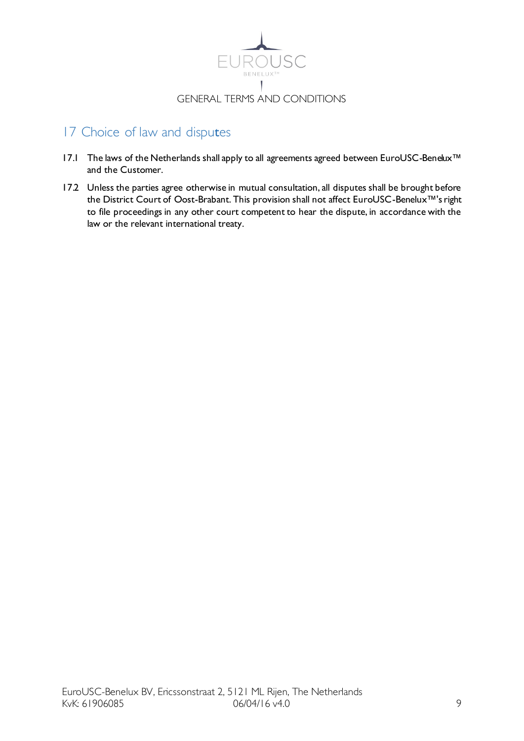## 17 Choice of law and disputes

17.1 The laws of the Netherlands shall apply to all agreements agreed between EuroUSC-Benelux™ and the Customer.

17.2 Unless the parties agree otherwise in mutual consultation, all disputes shall be brought before the District Court of Oost-Brabant. This provision shall not affect EuroUSC-Benelux™'s right to file proceedings in any other court competent to hear the dispute, in accordance with the law or the relevant international treaty.